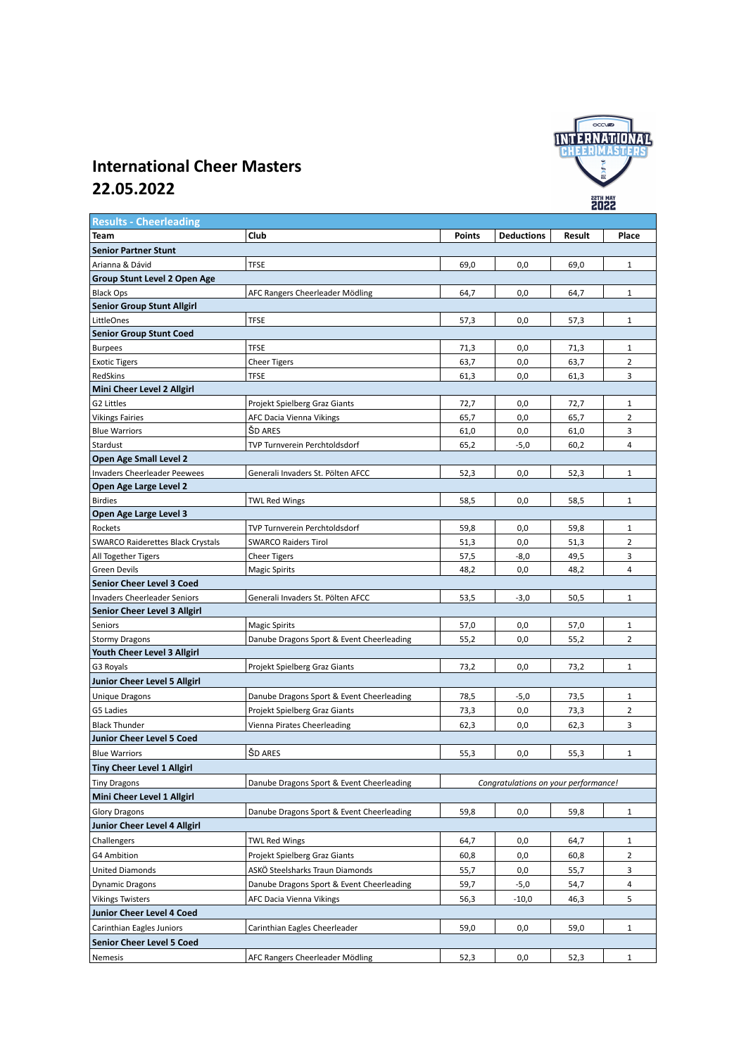# International Cheer Masters
# 22.05.2022

| Results - Cheerleading | | | | | |
|---|---|---|---|---|---|
| **Team** | **Club** | **Points** | **Deductions** | **Result** | **Place** |
| **Senior Partner Stunt** | | | | | |
| Arianna & Dávid | TFSE | 69,0 | 0,0 | 69,0 | 1 |
| **Group Stunt Level 2 Open Age** | | | | | |
| Black Ops | AFC Rangers Cheerleader Mödling | 64,7 | 0,0 | 64,7 | 1 |
| **Senior Group Stunt Allgirl** | | | | | |
| LittleOnes | TFSE | 57,3 | 0,0 | 57,3 | 1 |
| **Senior Group Stunt Coed** | | | | | |
| Burpees | TFSE | 71,3 | 0,0 | 71,3 | 1 |
| Exotic Tigers | Cheer Tigers | 63,7 | 0,0 | 63,7 | 2 |
| RedSkins | TFSE | 61,3 | 0,0 | 61,3 | 3 |
| **Mini Cheer Level 2 Allgirl** | | | | | |
| G2 Littles | Projekt Spielberg Graz Giants | 72,7 | 0,0 | 72,7 | 1 |
| Vikings Fairies | AFC Dacia Vienna Vikings | 65,7 | 0,0 | 65,7 | 2 |
| Blue Warriors | ŠD ARES | 61,0 | 0,0 | 61,0 | 3 |
| Stardust | TVP Turnverein Perchtoldsdorf | 65,2 | -5,0 | 60,2 | 4 |
| **Open Age Small Level 2** | | | | | |
| Invaders Cheerleader Peewees | Generali Invaders St. Pölten AFCC | 52,3 | 0,0 | 52,3 | 1 |
| **Open Age Large Level 2** | | | | | |
| Birdies | TWL Red Wings | 58,5 | 0,0 | 58,5 | 1 |
| **Open Age Large Level 3** | | | | | |
| Rockets | TVP Turnverein Perchtoldsdorf | 59,8 | 0,0 | 59,8 | 1 |
| SWARCO Raiderettes Black Crystals | SWARCO Raiders Tirol | 51,3 | 0,0 | 51,3 | 2 |
| All Together Tigers | Cheer Tigers | 57,5 | -8,0 | 49,5 | 3 |
| Green Devils | Magic Spirits | 48,2 | 0,0 | 48,2 | 4 |
| **Senior Cheer Level 3 Coed** | | | | | |
| Invaders Cheerleader Seniors | Generali Invaders St. Pölten AFCC | 53,5 | -3,0 | 50,5 | 1 |
| **Senior Cheer Level 3 Allgirl** | | | | | |
| Seniors | Magic Spirits | 57,0 | 0,0 | 57,0 | 1 |
| Stormy Dragons | Danube Dragons Sport & Event Cheerleading | 55,2 | 0,0 | 55,2 | 2 |
| **Youth Cheer Level 3 Allgirl** | | | | | |
| G3 Royals | Projekt Spielberg Graz Giants | 73,2 | 0,0 | 73,2 | 1 |
| **Junior Cheer Level 5 Allgirl** | | | | | |
| Unique Dragons | Danube Dragons Sport & Event Cheerleading | 78,5 | -5,0 | 73,5 | 1 |
| G5 Ladies | Projekt Spielberg Graz Giants | 73,3 | 0,0 | 73,3 | 2 |
| Black Thunder | Vienna Pirates Cheerleading | 62,3 | 0,0 | 62,3 | 3 |
| **Junior Cheer Level 5 Coed** | | | | | |
| Blue Warriors | ŠD ARES | 55,3 | 0,0 | 55,3 | 1 |
| **Tiny Cheer Level 1 Allgirl** | | | | | |
| Tiny Dragons | Danube Dragons Sport & Event Cheerleading | *Congratulations on your performance!* | | | |
| **Mini Cheer Level 1 Allgirl** | | | | | |
| Glory Dragons | Danube Dragons Sport & Event Cheerleading | 59,8 | 0,0 | 59,8 | 1 |
| **Junior Cheer Level 4 Allgirl** | | | | | |
| Challengers | TWL Red Wings | 64,7 | 0,0 | 64,7 | 1 |
| G4 Ambition | Projekt Spielberg Graz Giants | 60,8 | 0,0 | 60,8 | 2 |
| United Diamonds | ASKÖ Steelsharks Traun Diamonds | 55,7 | 0,0 | 55,7 | 3 |
| Dynamic Dragons | Danube Dragons Sport & Event Cheerleading | 59,7 | -5,0 | 54,7 | 4 |
| Vikings Twisters | AFC Dacia Vienna Vikings | 56,3 | -10,0 | 46,3 | 5 |
| **Junior Cheer Level 4 Coed** | | | | | |
| Carinthian Eagles Juniors | Carinthian Eagles Cheerleader | 59,0 | 0,0 | 59,0 | 1 |
| **Senior Cheer Level 5 Coed** | | | | | |
| Nemesis | AFC Rangers Cheerleader Mödling | 52,3 | 0,0 | 52,3 | 1 |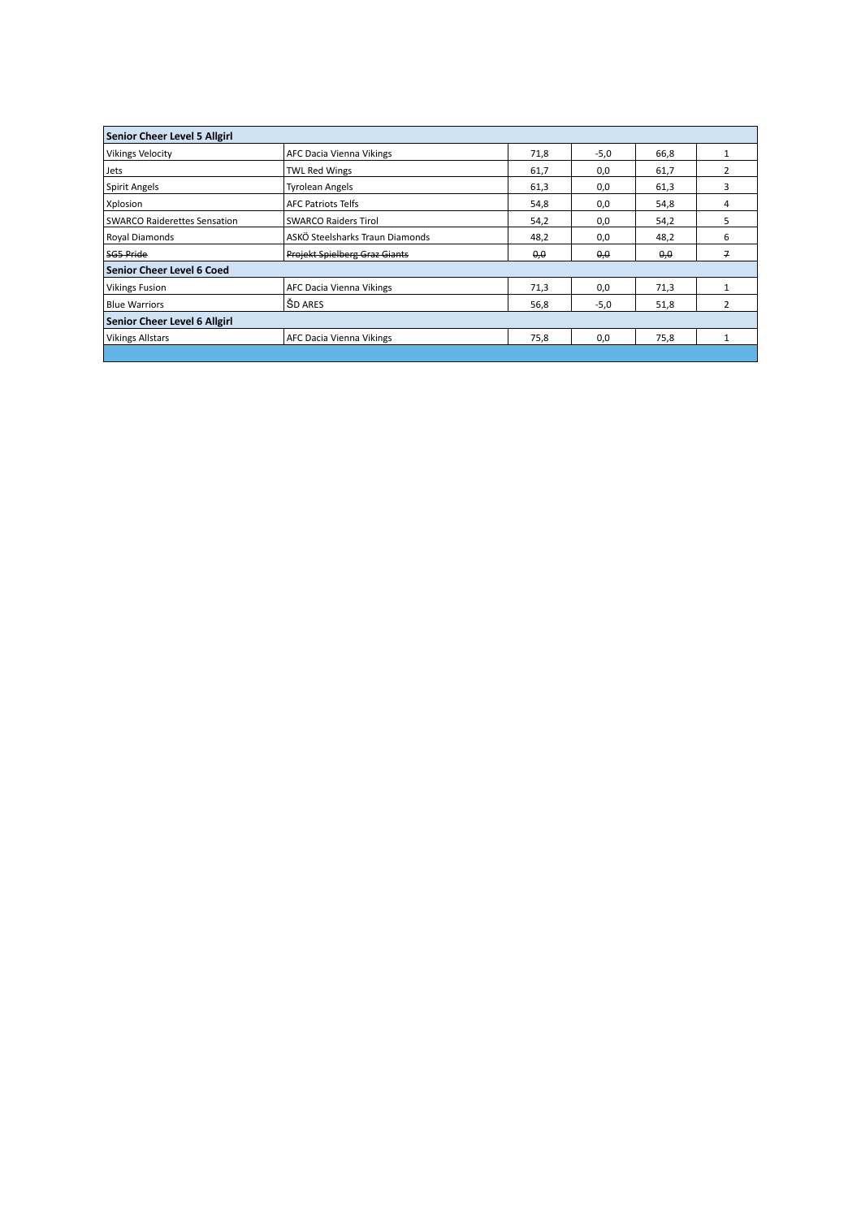| | | | | | |
|---|---|---|---|---|---|
| **Senior Cheer Level 5 Allgirl** | | | | | |
| Vikings Velocity | AFC Dacia Vienna Vikings | 71,8 | -5,0 | 66,8 | 1 |
| Jets | TWL Red Wings | 61,7 | 0,0 | 61,7 | 2 |
| Spirit Angels | Tyrolean Angels | 61,3 | 0,0 | 61,3 | 3 |
| Xplosion | AFC Patriots Telfs | 54,8 | 0,0 | 54,8 | 4 |
| SWARCO Raiderettes Sensation | SWARCO Raiders Tirol | 54,2 | 0,0 | 54,2 | 5 |
| Royal Diamonds | ASKÖ Steelsharks Traun Diamonds | 48,2 | 0,0 | 48,2 | 6 |
| ~~SG5 Pride~~ | ~~Projekt Spielberg Graz Giants~~ | ~~0,0~~ | ~~0,0~~ | ~~0,0~~ | ~~7~~ |
| **Senior Cheer Level 6 Coed** | | | | | |
| Vikings Fusion | AFC Dacia Vienna Vikings | 71,3 | 0,0 | 71,3 | 1 |
| Blue Warriors | ŠD ARES | 56,8 | -5,0 | 51,8 | 2 |
| **Senior Cheer Level 6 Allgirl** | | | | | |
| Vikings Allstars | AFC Dacia Vienna Vikings | 75,8 | 0,0 | 75,8 | 1 |